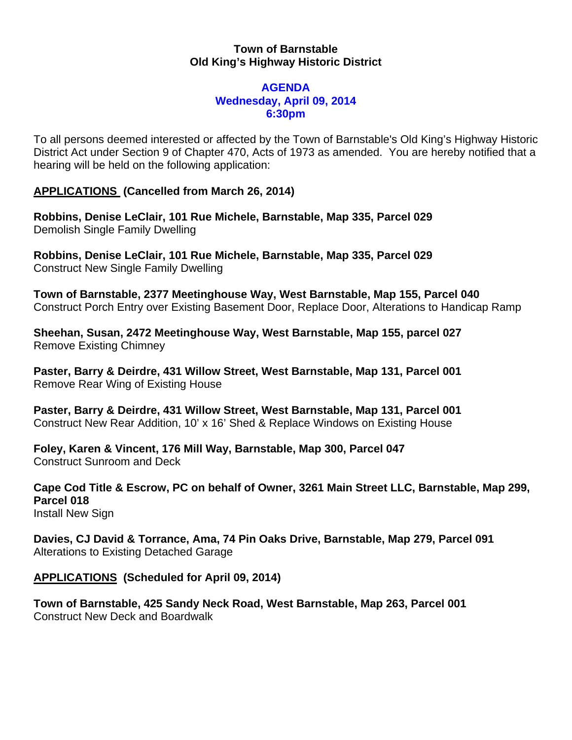**Town of Barnstable**
**Old King's Highway Historic District**

**AGENDA**
**Wednesday, April 09, 2014**
**6:30pm**

To all persons deemed interested or affected by the Town of Barnstable's Old King's Highway Historic District Act under Section 9 of Chapter 470, Acts of 1973 as amended. You are hereby notified that a hearing will be held on the following application:

## APPLICATIONS (Cancelled from March 26, 2014)

**Robbins, Denise LeClair, 101 Rue Michele, Barnstable, Map 335, Parcel 029**
Demolish Single Family Dwelling

**Robbins, Denise LeClair, 101 Rue Michele, Barnstable, Map 335, Parcel 029**
Construct New Single Family Dwelling

**Town of Barnstable, 2377 Meetinghouse Way, West Barnstable, Map 155, Parcel 040**
Construct Porch Entry over Existing Basement Door, Replace Door, Alterations to Handicap Ramp

**Sheehan, Susan, 2472 Meetinghouse Way, West Barnstable, Map 155, parcel 027**
Remove Existing Chimney

**Paster, Barry & Deirdre, 431 Willow Street, West Barnstable, Map 131, Parcel 001**
Remove Rear Wing of Existing House

**Paster, Barry & Deirdre, 431 Willow Street, West Barnstable, Map 131, Parcel 001**
Construct New Rear Addition, 10' x 16' Shed & Replace Windows on Existing House

**Foley, Karen & Vincent, 176 Mill Way, Barnstable, Map 300, Parcel 047**
Construct Sunroom and Deck

**Cape Cod Title & Escrow, PC on behalf of Owner, 3261 Main Street LLC, Barnstable, Map 299, Parcel 018**
Install New Sign

**Davies, CJ David & Torrance, Ama, 74 Pin Oaks Drive, Barnstable, Map 279, Parcel 091**
Alterations to Existing Detached Garage

## APPLICATIONS (Scheduled for April 09, 2014)

**Town of Barnstable, 425 Sandy Neck Road, West Barnstable, Map 263, Parcel 001**
Construct New Deck and Boardwalk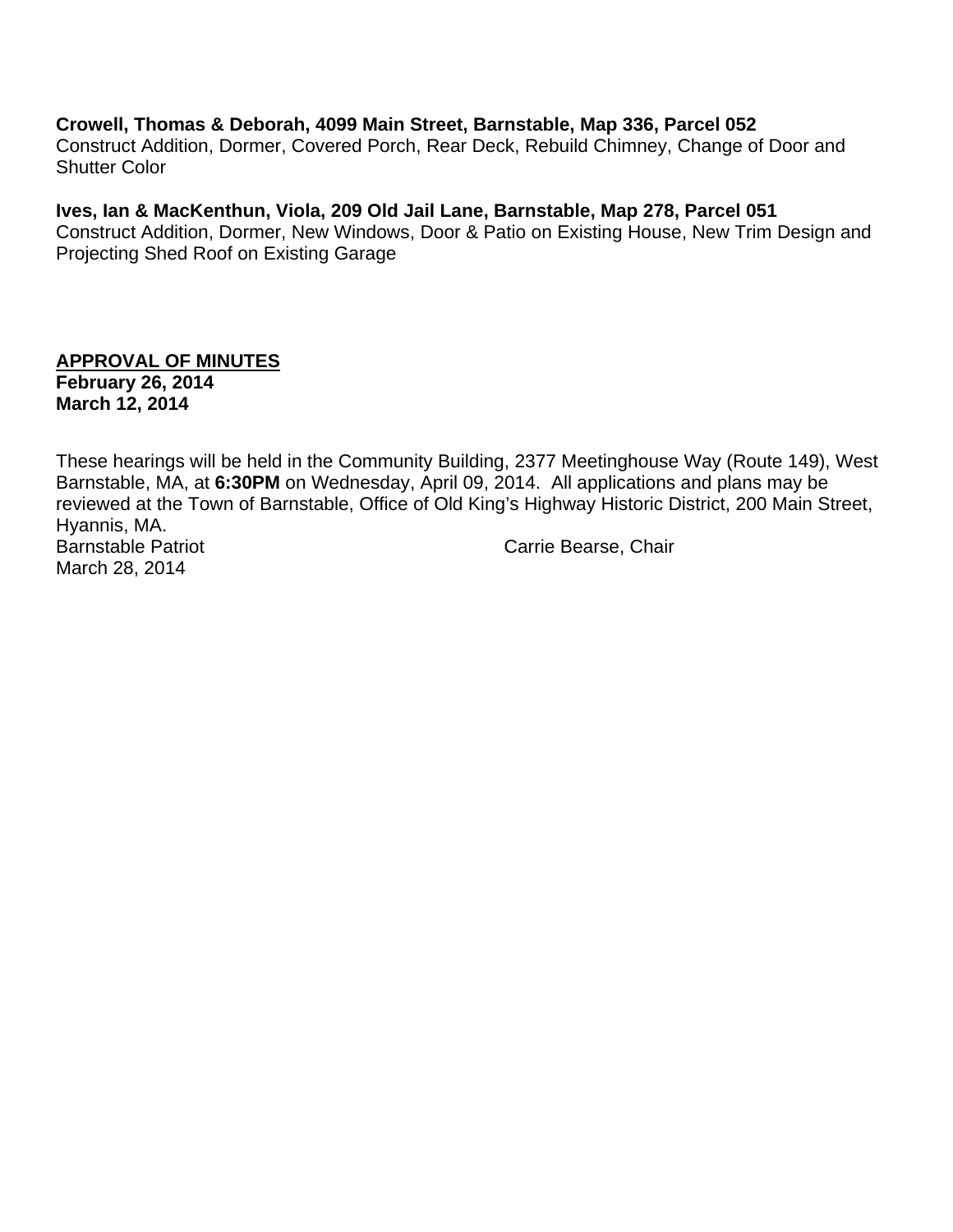**Crowell, Thomas & Deborah, 4099 Main Street, Barnstable, Map 336, Parcel 052**
Construct Addition, Dormer, Covered Porch, Rear Deck, Rebuild Chimney, Change of Door and Shutter Color

**Ives, Ian & MacKenthun, Viola, 209 Old Jail Lane, Barnstable, Map 278, Parcel 051**
Construct Addition, Dormer, New Windows, Door & Patio on Existing House, New Trim Design and Projecting Shed Roof on Existing Garage

**APPROVAL OF MINUTES**
**February 26, 2014**
**March 12, 2014**

These hearings will be held in the Community Building, 2377 Meetinghouse Way (Route 149), West Barnstable, MA, at **6:30PM** on Wednesday, April 09, 2014. All applications and plans may be reviewed at the Town of Barnstable, Office of Old King's Highway Historic District, 200 Main Street, Hyannis, MA.

Barnstable Patriot
March 28, 2014

Carrie Bearse, Chair